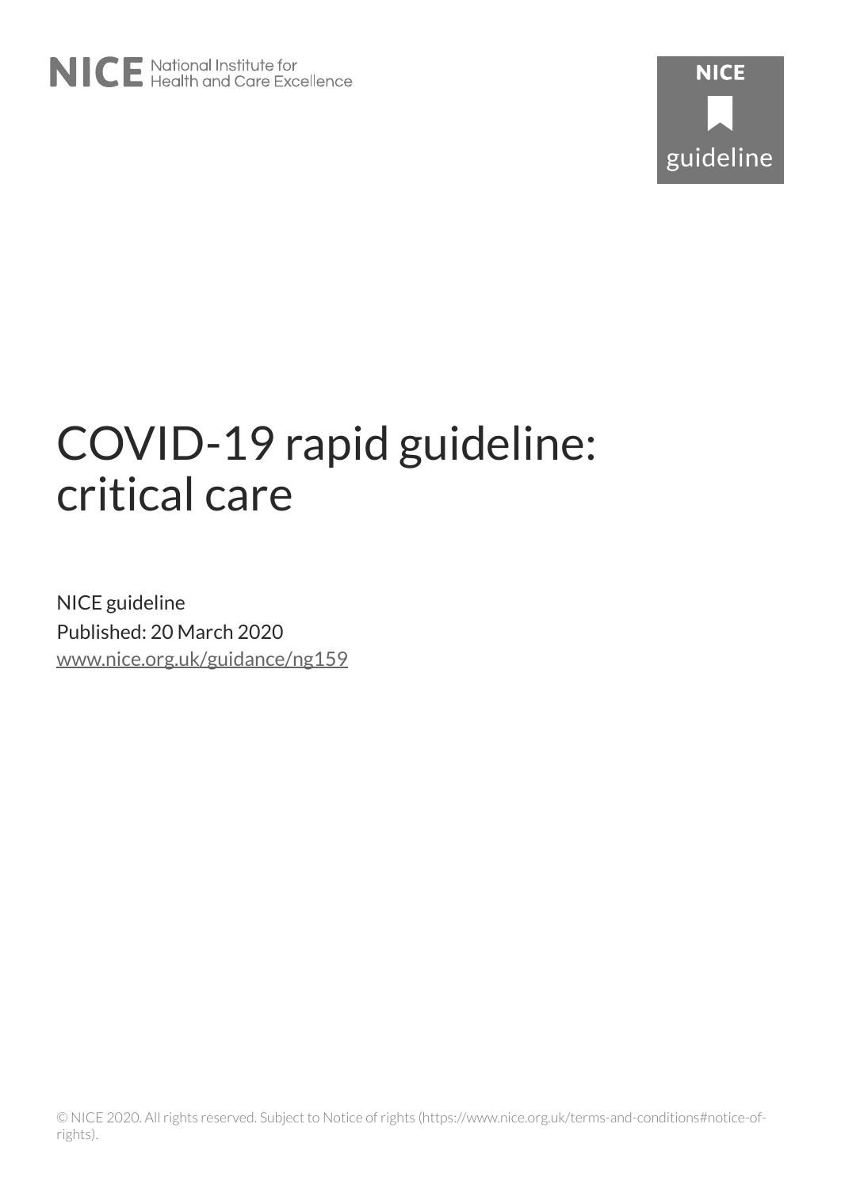NICE National Institute for Health and Care Excellence

NICE guideline

# COVID-19 rapid guideline: critical care

NICE guideline
Published: 20 March 2020
www.nice.org.uk/guidance/ng159

© NICE 2020. All rights reserved. Subject to Notice of rights (https://www.nice.org.uk/terms-and-conditions#notice-of-rights).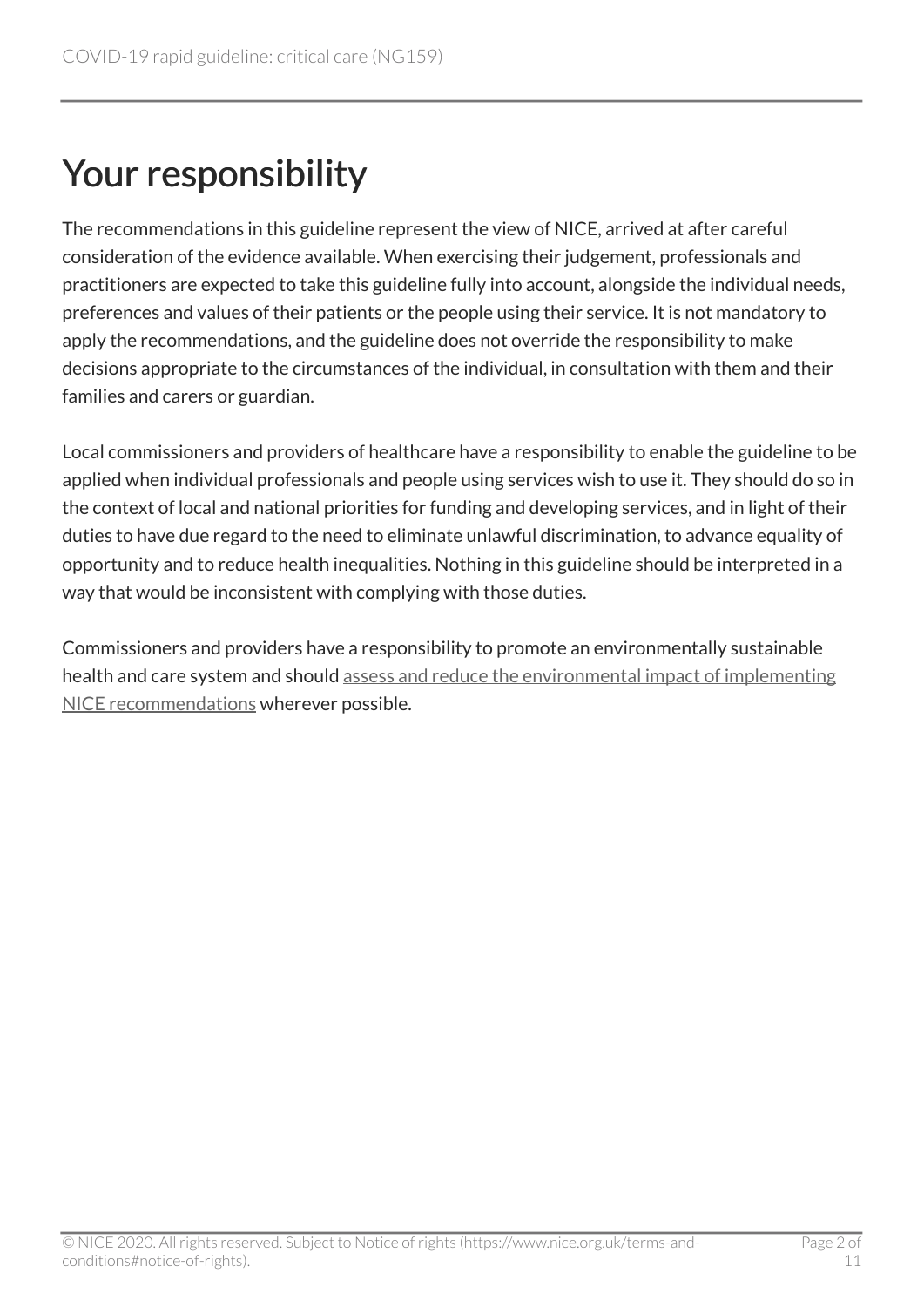# Your responsibility

The recommendations in this guideline represent the view of NICE, arrived at after careful consideration of the evidence available. When exercising their judgement, professionals and practitioners are expected to take this guideline fully into account, alongside the individual needs, preferences and values of their patients or the people using their service. It is not mandatory to apply the recommendations, and the guideline does not override the responsibility to make decisions appropriate to the circumstances of the individual, in consultation with them and their families and carers or guardian.

Local commissioners and providers of healthcare have a responsibility to enable the guideline to be applied when individual professionals and people using services wish to use it. They should do so in the context of local and national priorities for funding and developing services, and in light of their duties to have due regard to the need to eliminate unlawful discrimination, to advance equality of opportunity and to reduce health inequalities. Nothing in this guideline should be interpreted in a way that would be inconsistent with complying with those duties.

Commissioners and providers have a responsibility to promote an environmentally sustainable health and care system and should assess and reduce the environmental impact of implementing NICE recommendations wherever possible.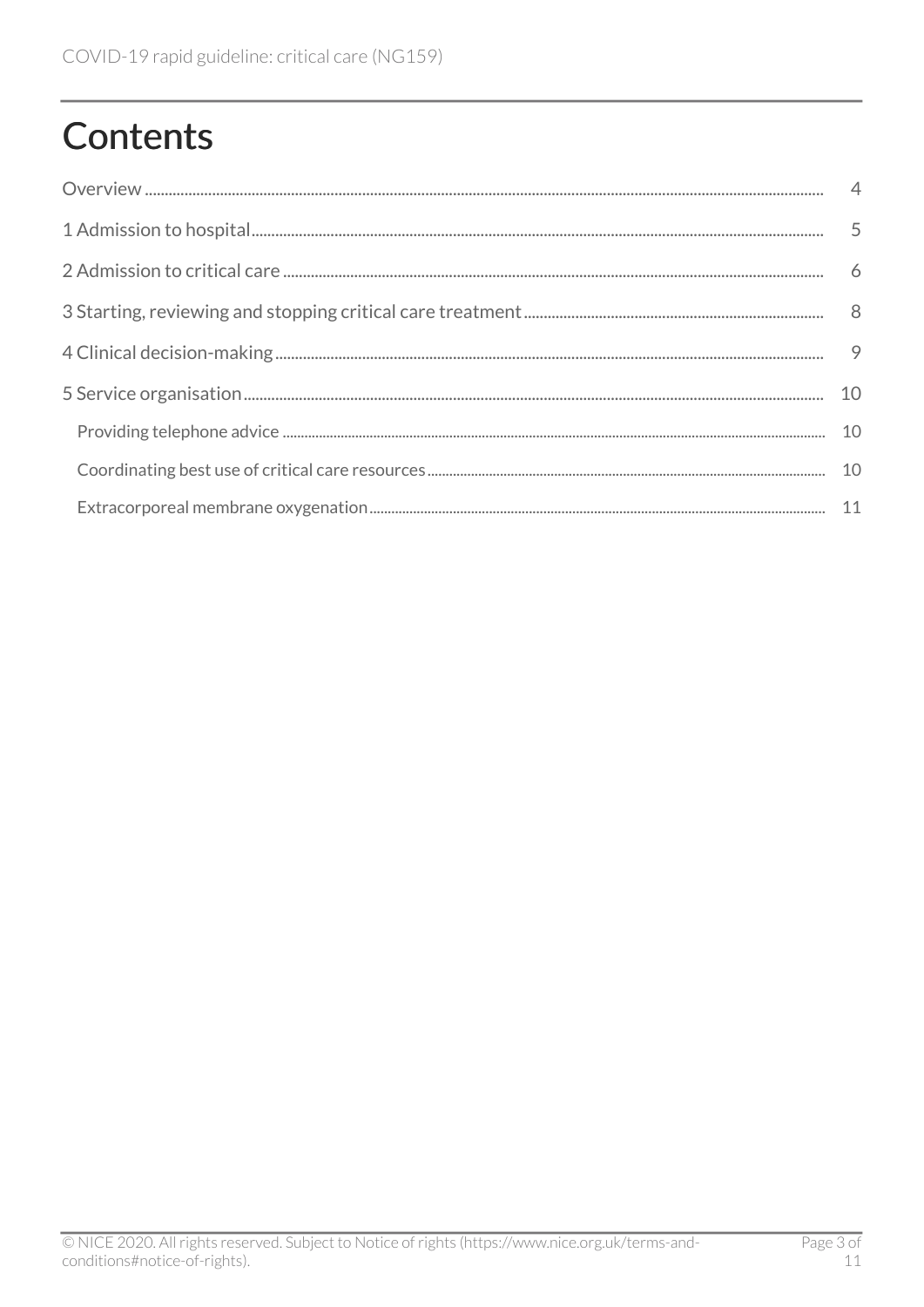# Contents

Overview ........ 4

1 Admission to hospital ........ 5

2 Admission to critical care ........ 6

3 Starting, reviewing and stopping critical care treatment ........ 8

4 Clinical decision-making ........ 9

5 Service organisation ........ 10

- Providing telephone advice ........ 10
- Coordinating best use of critical care resources ........ 10
- Extracorporeal membrane oxygenation ........ 11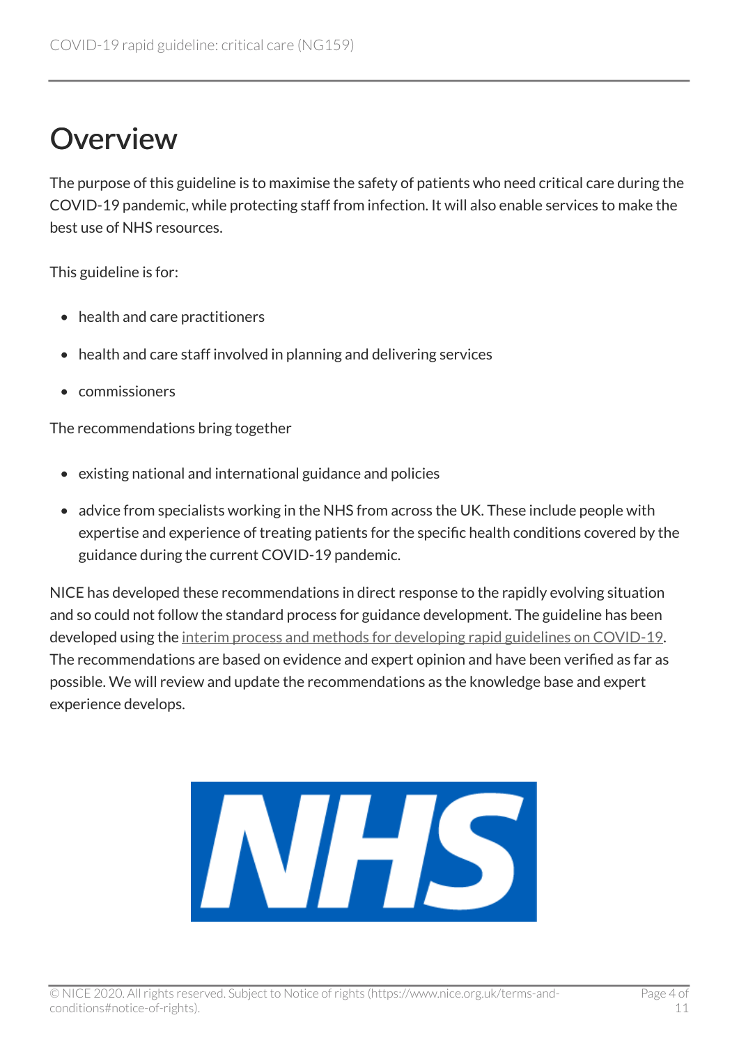# Overview

The purpose of this guideline is to maximise the safety of patients who need critical care during the COVID-19 pandemic, while protecting staff from infection. It will also enable services to make the best use of NHS resources.

This guideline is for:

- health and care practitioners
- health and care staff involved in planning and delivering services
- commissioners

The recommendations bring together

- existing national and international guidance and policies
- advice from specialists working in the NHS from across the UK. These include people with expertise and experience of treating patients for the specific health conditions covered by the guidance during the current COVID-19 pandemic.

NICE has developed these recommendations in direct response to the rapidly evolving situation and so could not follow the standard process for guidance development. The guideline has been developed using the interim process and methods for developing rapid guidelines on COVID-19. The recommendations are based on evidence and expert opinion and have been verified as far as possible. We will review and update the recommendations as the knowledge base and expert experience develops.

NHS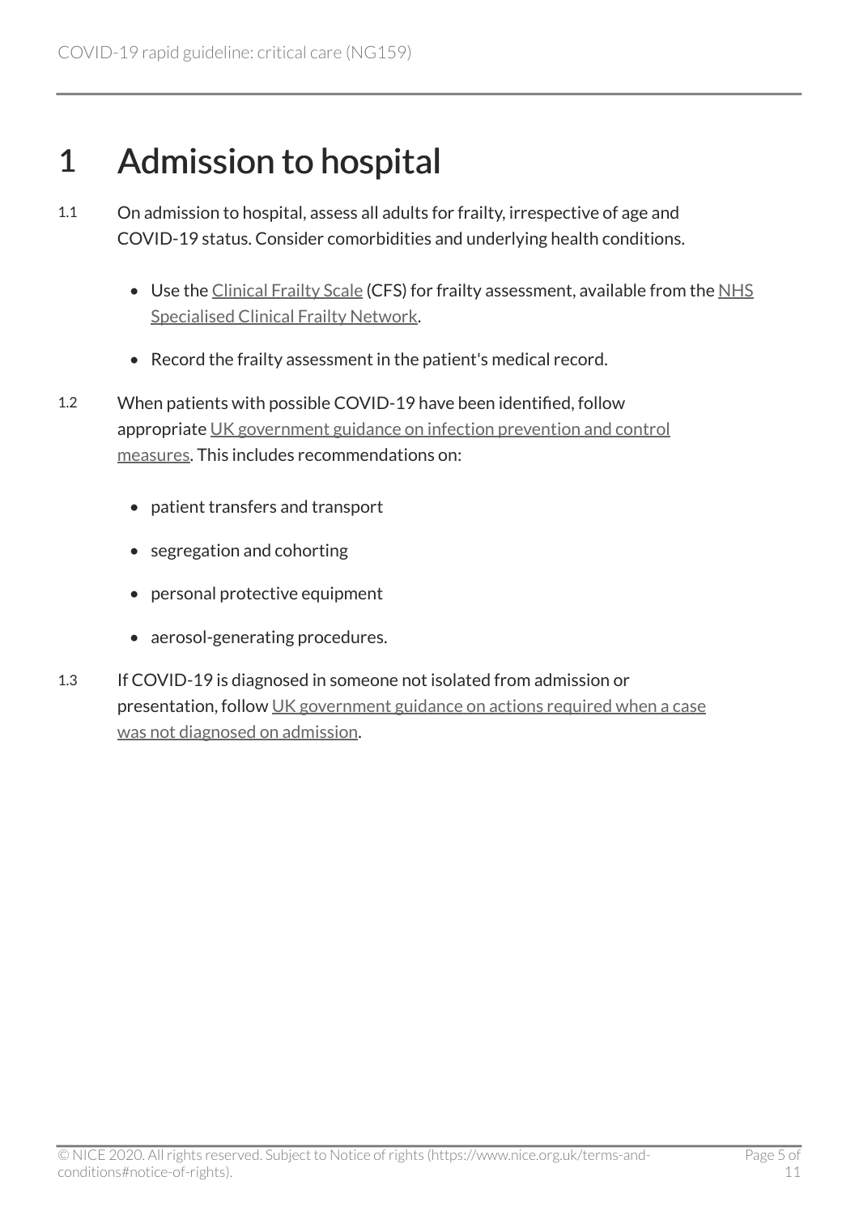# 1 Admission to hospital

1.1 On admission to hospital, assess all adults for frailty, irrespective of age and COVID-19 status. Consider comorbidities and underlying health conditions.

- Use the Clinical Frailty Scale (CFS) for frailty assessment, available from the NHS Specialised Clinical Frailty Network.
- Record the frailty assessment in the patient's medical record.

1.2 When patients with possible COVID-19 have been identified, follow appropriate UK government guidance on infection prevention and control measures. This includes recommendations on:

- patient transfers and transport
- segregation and cohorting
- personal protective equipment
- aerosol-generating procedures.

1.3 If COVID-19 is diagnosed in someone not isolated from admission or presentation, follow UK government guidance on actions required when a case was not diagnosed on admission.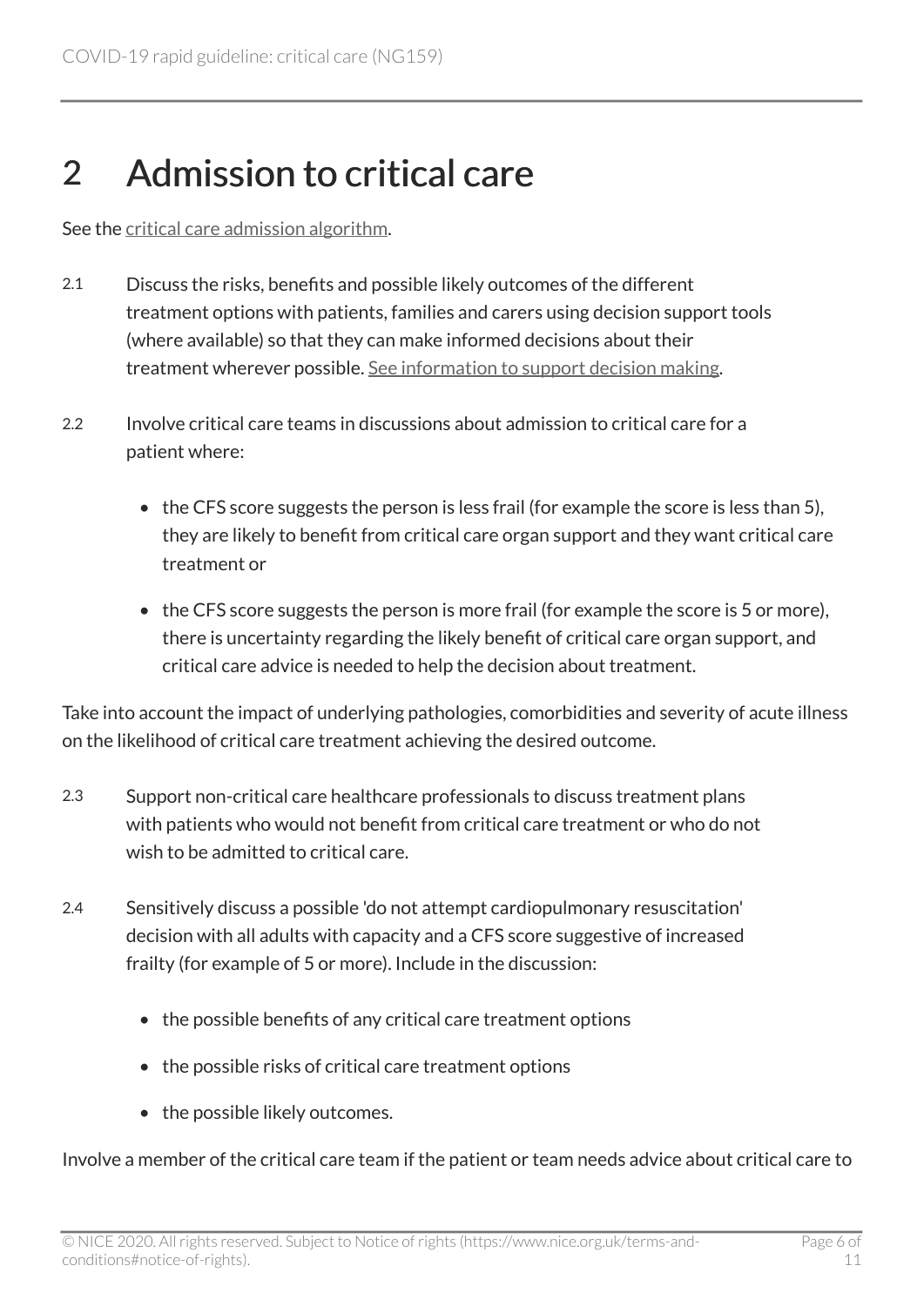# 2 Admission to critical care

See the [critical care admission algorithm](#).

2.1 Discuss the risks, benefits and possible likely outcomes of the different treatment options with patients, families and carers using decision support tools (where available) so that they can make informed decisions about their treatment wherever possible. [See information to support decision making](#).

2.2 Involve critical care teams in discussions about admission to critical care for a patient where:

- the CFS score suggests the person is less frail (for example the score is less than 5), they are likely to benefit from critical care organ support and they want critical care treatment or
- the CFS score suggests the person is more frail (for example the score is 5 or more), there is uncertainty regarding the likely benefit of critical care organ support, and critical care advice is needed to help the decision about treatment.

Take into account the impact of underlying pathologies, comorbidities and severity of acute illness on the likelihood of critical care treatment achieving the desired outcome.

2.3 Support non-critical care healthcare professionals to discuss treatment plans with patients who would not benefit from critical care treatment or who do not wish to be admitted to critical care.

2.4 Sensitively discuss a possible 'do not attempt cardiopulmonary resuscitation' decision with all adults with capacity and a CFS score suggestive of increased frailty (for example of 5 or more). Include in the discussion:

- the possible benefits of any critical care treatment options
- the possible risks of critical care treatment options
- the possible likely outcomes.

Involve a member of the critical care team if the patient or team needs advice about critical care to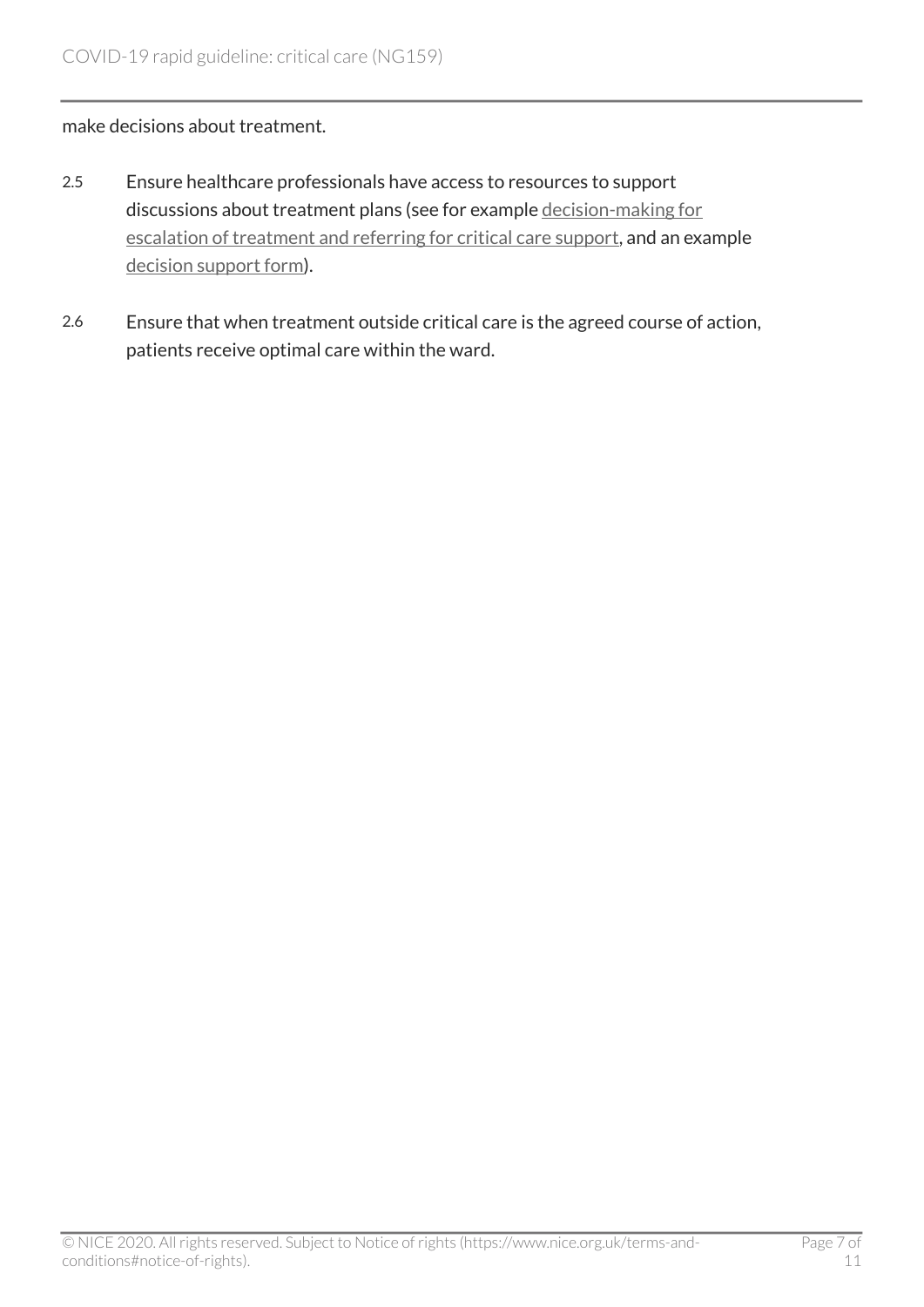make decisions about treatment.

2.5 Ensure healthcare professionals have access to resources to support discussions about treatment plans (see for example decision-making for escalation of treatment and referring for critical care support, and an example decision support form).

2.6 Ensure that when treatment outside critical care is the agreed course of action, patients receive optimal care within the ward.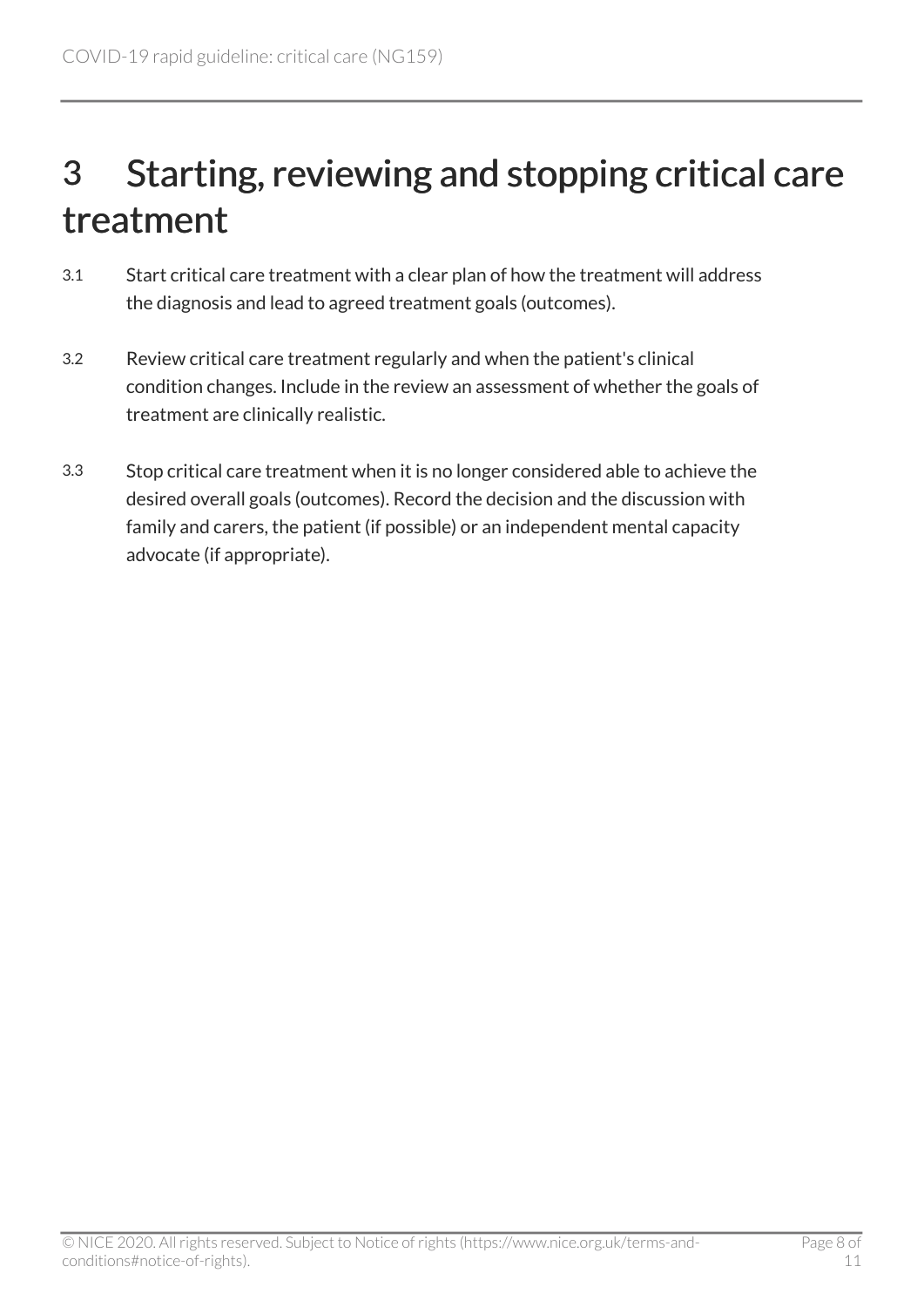# 3 Starting, reviewing and stopping critical care treatment

3.1 Start critical care treatment with a clear plan of how the treatment will address the diagnosis and lead to agreed treatment goals (outcomes).

3.2 Review critical care treatment regularly and when the patient's clinical condition changes. Include in the review an assessment of whether the goals of treatment are clinically realistic.

3.3 Stop critical care treatment when it is no longer considered able to achieve the desired overall goals (outcomes). Record the decision and the discussion with family and carers, the patient (if possible) or an independent mental capacity advocate (if appropriate).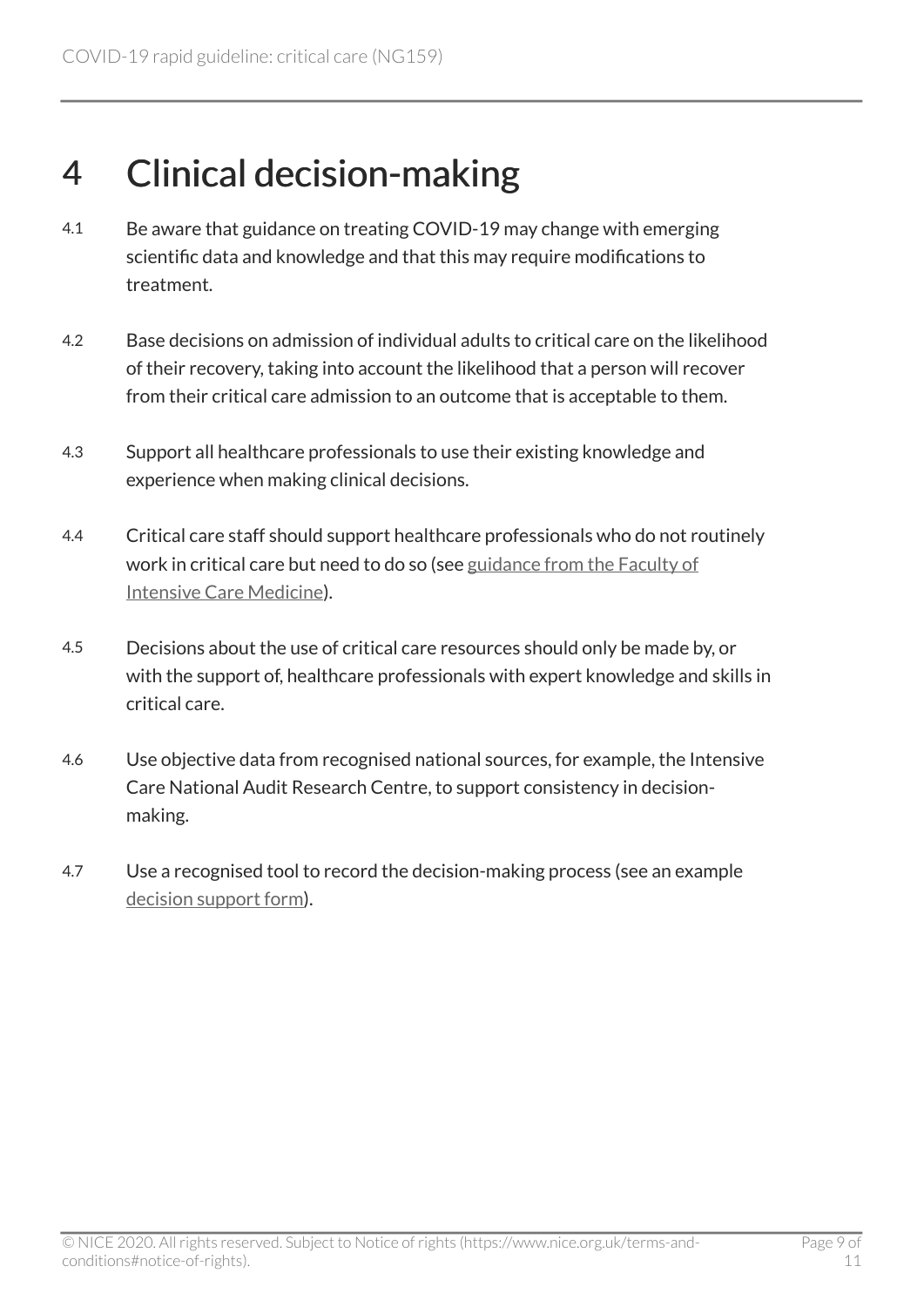# 4 Clinical decision-making

4.1 Be aware that guidance on treating COVID-19 may change with emerging scientific data and knowledge and that this may require modifications to treatment.

4.2 Base decisions on admission of individual adults to critical care on the likelihood of their recovery, taking into account the likelihood that a person will recover from their critical care admission to an outcome that is acceptable to them.

4.3 Support all healthcare professionals to use their existing knowledge and experience when making clinical decisions.

4.4 Critical care staff should support healthcare professionals who do not routinely work in critical care but need to do so (see guidance from the Faculty of Intensive Care Medicine).

4.5 Decisions about the use of critical care resources should only be made by, or with the support of, healthcare professionals with expert knowledge and skills in critical care.

4.6 Use objective data from recognised national sources, for example, the Intensive Care National Audit Research Centre, to support consistency in decision-making.

4.7 Use a recognised tool to record the decision-making process (see an example decision support form).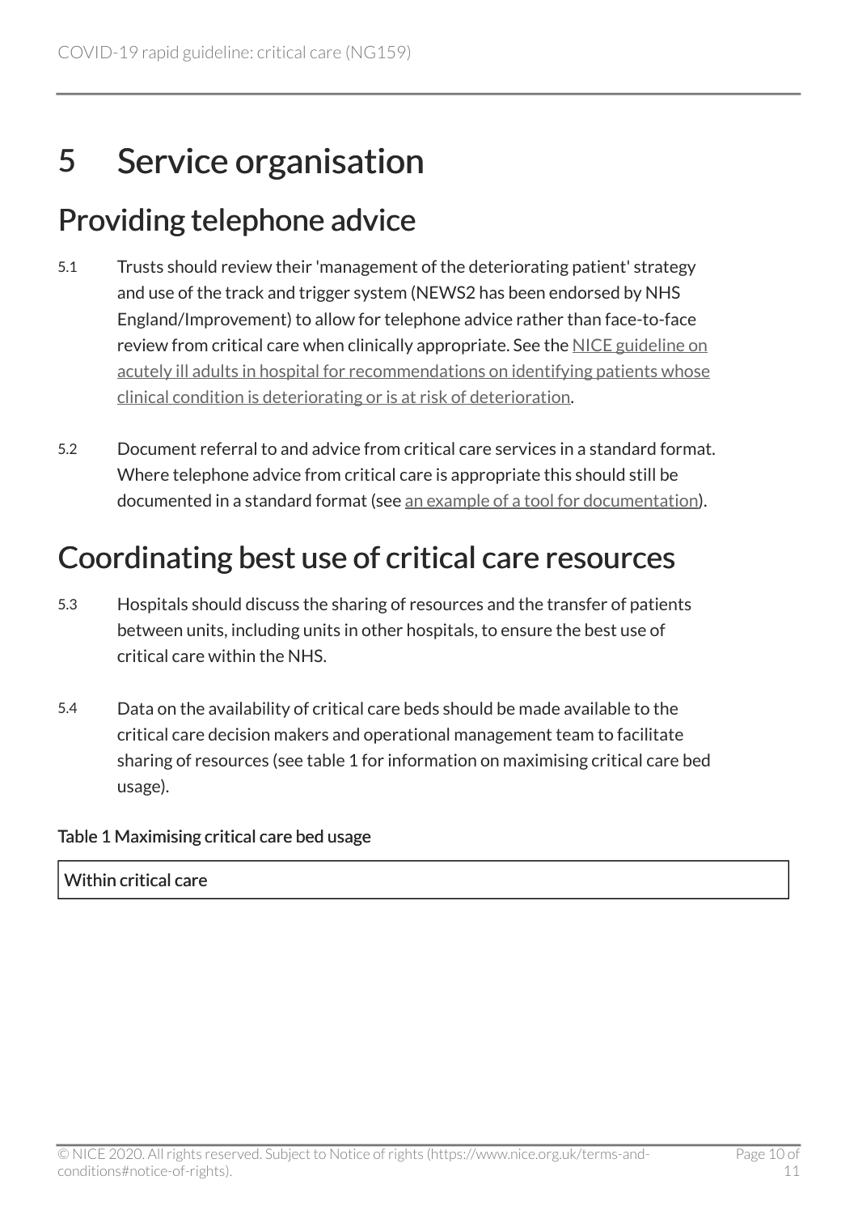# 5 Service organisation

## Providing telephone advice

5.1 Trusts should review their 'management of the deteriorating patient' strategy and use of the track and trigger system (NEWS2 has been endorsed by NHS England/Improvement) to allow for telephone advice rather than face-to-face review from critical care when clinically appropriate. See the NICE guideline on acutely ill adults in hospital for recommendations on identifying patients whose clinical condition is deteriorating or is at risk of deterioration.

5.2 Document referral to and advice from critical care services in a standard format. Where telephone advice from critical care is appropriate this should still be documented in a standard format (see an example of a tool for documentation).

## Coordinating best use of critical care resources

5.3 Hospitals should discuss the sharing of resources and the transfer of patients between units, including units in other hospitals, to ensure the best use of critical care within the NHS.

5.4 Data on the availability of critical care beds should be made available to the critical care decision makers and operational management team to facilitate sharing of resources (see table 1 for information on maximising critical care bed usage).

Table 1 Maximising critical care bed usage

| Within critical care |
| --- |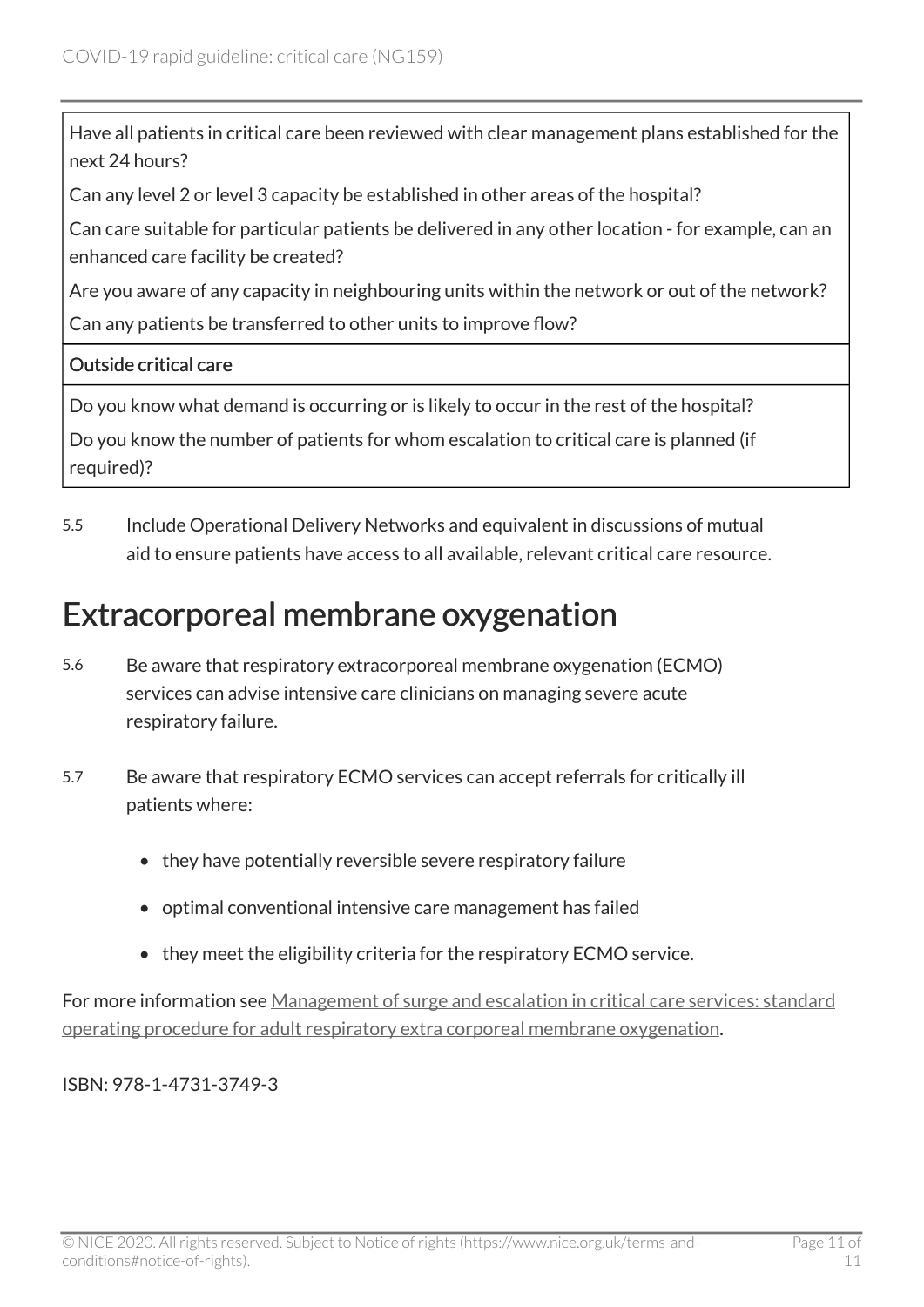| |
|---|
| Have all patients in critical care been reviewed with clear management plans established for the next 24 hours?<br>Can any level 2 or level 3 capacity be established in other areas of the hospital?<br>Can care suitable for particular patients be delivered in any other location - for example, can an enhanced care facility be created?<br>Are you aware of any capacity in neighbouring units within the network or out of the network?<br>Can any patients be transferred to other units to improve flow? |
| **Outside critical care** |
| Do you know what demand is occurring or is likely to occur in the rest of the hospital?<br>Do you know the number of patients for whom escalation to critical care is planned (if required)? |

5.5 Include Operational Delivery Networks and equivalent in discussions of mutual aid to ensure patients have access to all available, relevant critical care resource.

# Extracorporeal membrane oxygenation

5.6 Be aware that respiratory extracorporeal membrane oxygenation (ECMO) services can advise intensive care clinicians on managing severe acute respiratory failure.

5.7 Be aware that respiratory ECMO services can accept referrals for critically ill patients where:

- they have potentially reversible severe respiratory failure
- optimal conventional intensive care management has failed
- they meet the eligibility criteria for the respiratory ECMO service.

For more information see Management of surge and escalation in critical care services: standard operating procedure for adult respiratory extra corporeal membrane oxygenation.

ISBN: 978-1-4731-3749-3